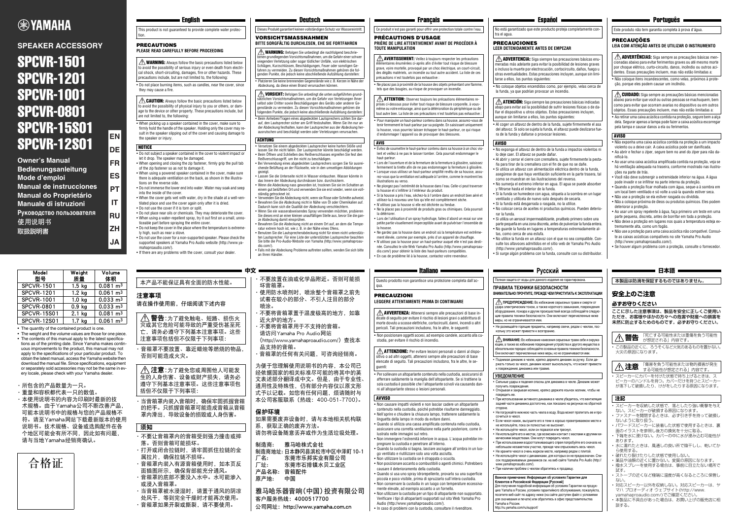# YAMAHA

## SPEAKER ACCESSORY

# SPCVR-1501
# SPCVR-1201
# SPCVR-1001
# SPCVR-0801
# SPCVR-15S01
# SPCVR-12S01

**Owner's Manual**
**Bedienungsanleitung**
**Mode d'emploi**
**Manual de instrucciones**
**Manual do Proprietário**
**Manuale di istruzioni**
**Руководство пользователя**
**使用说明书**
**取扱説明書**

EN DE FR ES PT IT RU ZH JA

| Model<br>型号 | Weight<br>质量 | Volume<br>体积 |
|---|---|---|
| SPCVR-1501 | 1.5 kg | 0.081 m$^3$ |
| SPCVR-1201 | 1.2 kg | 0.061 m$^3$ |
| SPCVR-1001 | 1.0 kg | 0.033 m$^3$ |
| SPCVR-0801 | 0.9 kg | 0.033 m$^3$ |
| SPCVR-15S01 | 2.1 kg | 0.081 m$^3$ |
| SPCVR-12S01 | 1.7 kg | 0.061 m$^3$ |

- The quantity of the contained product is one.
- The weight and the volume values are those for one piece.
- The contents of this manual apply to the latest specifications as of the printing date. Since Yamaha makes continuous improvements to the product, this manual may not apply to the specifications of your particular product. To obtain the latest manual, access the Yamaha website then download the manual file. Since specifications, equipment or separately sold accessories may not be the same in every locale, please check with your Yamaha dealer.

- 所包含的产品数量为一只。
- 重量和容积都代表一只的数值。
- 本使用说明书的内容为印刷时最新的技术规格。由于Yamaha公司不断改善产品，可能本说明书中的规格与您的产品规格不符。请至Yamaha网站下载最新版本的使用说明书。技术规格、设备或选购配件在各个地区可能会有所不同，因此如有问题，请与当地Yamaha经销商确认。

合格证

## English

This product is not guaranteed to provide complete water protection.

### PRECAUTIONS
**PLEASE READ CAREFULLY BEFORE PROCEEDING**

⚠ **WARNING:** Always follow the basic precautions listed below to avoid the possibility of serious injury or even death from electrical shock, short-circuiting, damages, fire or other hazards. These precautions include, but are not limited to, the following:

- Do not place burning items, such as candles, near the cover, since they may cause a fire.

⚠ **CAUTION:** Always follow the basic precautions listed below to avoid the possibility of physical injury to you or others, or damage to the device or other property. These precautions include, but are not limited to, the following:

- When picking up a speaker contained in the cover, make sure to firmly hold the handle of the speaker. Holding only the cover may result in the speaker slipping out of the cover and causing damage to the speaker or injury.

### NOTICE

- Do not subject a speaker contained in the cover to violent impact or let it drop. The speaker may be damaged.
- When opening and closing the zip fastener, firmly grip the pull tab of the zip fastener so as not to damage it.
- When using a powered speaker contained in the cover, make sure there is adequate ventilation on the back, as shown in the illustrations on the reverse side.
- Do not immerse the lower end into water. Water may soak and seep into the inside of the cover.
- When the cover gets wet with water, dry in the shade at a well-ventilated place and use the cover again only after it is dried.
- Do not use the cover if it is torn or split.
- Do not place near oils or chemicals. They may deteriorate the cover.
- When using a water-repellent spray, try it out first on a small, unnoticeable part before spraying the entire cover.
- Do not keep the cover in the place where the temperature is extremely high, such as near a stove.
- Do not use the cover for a non-supported speaker. Please check the supported speakers at Yamaha Pro Audio website (http://www.yamahaproaudio.com/).
- If there are any problems with the cover, consult your dealer.

## Deutsch

Dieses Produkt garantiert keinen vollständigen Schutz vor Wassereintritt.

### VORSICHTSMASSNAHMEN
**BITTE SORGFÄLTIG DURCHLESEN, EHE SIE FORTFAHREN**

⚠ **WARNUNG:** Befolgen Sie unbedingt die nachfolgend beschriebenen grundlegenden Vorsichtsmaßnahmen, um die Gefahr einer schwer wiegenden Verletzung oder sogar tödlicher Unfälle, von elektrischen Schlägen, Kurzschlüssen, Beschädigungen, Feuer oder sonstigen Gefahren zu vermeiden. Zu diesen Vorsichtsmaßnahmen gehören die folgenden Punkte, die jedoch keine abschließende Aufzählung darstellen:

- Platzieren Sie keine brennenden Gegenstände wie z. B. Kerzen in Nähe der Abdeckung, da diese einen Brand verursachen können.

⚠ **VORSICHT:** Befolgen Sie unbedingt die unten aufgeführten grundsätzlichen Vorsichtsmaßnahmen, um die Gefahr von Verletzungen Ihrer selbst oder Dritter sowie Beschädigungen des Geräts oder anderer Gegenstände zu vermeiden. Zu diesen Vorsichtsmaßnahmen gehören die folgenden Punkte, die jedoch keine abschließende Aufzählung darstellen:

- Beim Anheben/Tragen eines abgedeckten Lautsprechers achten Sie darauf, den Lautsprecher sicher am Griff festzuhalten. Wenn Sie ihn nur an der Abdeckung festhalten, kann der Lautsprecher aus der Abdeckung herausrutschen und beschädigt werden oder Verletzungen verursachen.

### ACHTUNG

- Versetzen Sie einen abgedeckten Lautsprecher keine harten Stöße und lassen Sie ihn nicht fallen. Der Lautsprecher könnte beschädigt werden.
- Beim Öffnen und Schließen des Reißverschlusses ergreifen Sie fest den Reißverschlussgriff, um ihn nicht zu beschädigen.
- Bei Verwendung eines abgedeckten Lautsprechers sorgen Sie für ausreichende Belüftung an der Rückseite, wie in den umseitigen Abbildungen gezeigt.
- Lassen Sie die Unterseite nicht in Wasser eintauchen. Wasser könnte in das Innere der Abdeckung durchnässen bzw. durchsickern.
- Wenn die Abdeckung nass geworden ist, trocknen Sie sie im Schatten an einem gut belüfteten Ort und verwenden Sie sie erst wieder, wenn sie vollständig getrocknet ist.
- Verwenden Sie die Abdeckung nicht, wenn sie Risse oder Schnitte aufweist.
- Bewahren Sie die Abdeckung nicht in Nähe von Öl oder Chemikalien auf. Dadurch kann sich die Qualität der Abdeckung verschlechtern.
- Wenn Sie ein wasserabweisendes Spray verwenden möchten, probieren Sie dieses erst an einer kleinen unauffälligen Stelle aus, bevor Sie die ganze Abdeckung damit einsprühen.
- Bewahren Sie die Abdeckung nicht an einem Ort auf, an dem die Temperatur extrem hoch ist, wie z. B. in der Nähe eines Ofens.
- Benutzen Sie die Lautsprecherabdeckung nicht für einen nicht unterstützten Lautsprecher. Für eine Liste der unterstützten Lautsprecher beachten Sie bitte die Pro-Audio-Website von Yamaha (http://www.yamahaproaudio.com/).
- Falls mit der Abdeckung Probleme auftreten sollten, wenden Sie sich bitte an Ihren Händler.

## Français

Ce produit n'est pas garanti pour offrir une protection totale contre l'eau.

### PRÉCAUTIONS D'USAGE
**PRIÈRE DE LIRE ATTENTIVEMENT AVANT DE PROCÉDER À TOUTE MANIPULATION**

⚠ **AVERTISSEMENT:** Veillez à toujours respecter les précautions élémentaires énumérées ci-après afin d'éviter tout risque de blessure grave, voire mortelle, provoqué par un choc électrique, un court-circuit, des dégâts matériels, un incendie ou tout autre accident. La liste de ces précautions n'est toutefois pas exhaustive :

- Ne placez pas à proximité de la housse des objets présentant une flamme, tels que des bougies, au risque de provoquer un incendie.

⚠ **ATTENTION:** Observez toujours les précautions élémentaires reprises ci-dessous pour éviter tout risque de blessure corporelle, à vous-même ou votre entourage, ainsi que la détérioration du périphérique ou de tout autre bien. La liste de ces précautions n'est toutefois pas exhaustive :

- Pour manipuler un haut-parleur contenu dans sa housse, assurez-vous de tenir fermement le haut-parleur par sa poignée. En saisissant uniquement la housse, vous pourriez laisser échapper le haut-parleur, ce qui risque d'endommager l'appareil ou de provoquer des blessures.

### AVIS

- Évitez de soumettre le haut-parleur contenu dans sa housse à un choc violent et veillez à ne pas le laisser tomber. Cela pourrait endommager le haut-parleur.
- Lors de l'ouverture et de la fermeture de la fermeture à glissière, saisissez fermement la tirette afin de ne pas endommager la fermeture à glissière.
- Lorsque vous utilisez un haut-parleur amplifié revêtu de sa housse, assurez-vous que la ventilation est adéquate à l'arrière, comme le montrent les illustrations au verso.
- Ne plongez pas l'extrémité de la housse dans l'eau. Celle-ci peut traverser la housse et s'infiltrer à l'intérieur du produit.
- Si la housse a pris l'eau, séchez-la à l'ombre dans un endroit bien aéré et utilisez-la à nouveau une fois qu'elle est complètement sèche.
- N'utilisez pas la housse si elle est déchirée ou fendue.
- Ne placez pas à proximité de produits gras ou chimiques. Cela pourrait la détériorer.
- Lors de l'utilisation d'un spray hydrofuge, faites d'abord un essai sur une petite partie visuellement imperceptible avant de pulvériser l'ensemble de la housse.
- Ne gardez pas la housse dans un endroit où la température est extrêmement élevée, comme par exemple, près d'un appareil de chauffage.
- N'utilisez pas la housse pour un haut-parleur auquel elle n'est pas destinée. Consultez le site Web Yamaha Pro Audio (http://www.yamahaproaudio.com/) pour obtenir la liste des haut-parleurs compatibles.
- En cas de problème lié à la housse, contactez votre revendeur.

## Español

No está garantizado que este producto proteja completamente contra el agua.

### PRECAUCIONES
**LEER DETENIDAMENTE ANTES DE EMPEZAR**

⚠ **ADVERTENCIA:** Siga siempre las precauciones básicas enumeradas más adelante para evitar la posibilidad de lesiones graves o incluso la muerte por electrocución, cortocircuito, daños, fuego u otros accidentes. Estas precauciones incluyen, aunque sin limitarse a ellos, los puntos siguientes:

- No coloque objetos encendidos como, por ejemplo, velas cerca de la funda, ya que podrían provocar un incendio.

⚠ **ATENCIÓN:** Siga siempre las precauciones básicas indicadas abajo para evitar así la posibilidad de sufrir lesiones físicas o de dañar el dispositivo u otros objetos. Estas precauciones incluyen, aunque sin limitarse a ellos, los puntos siguientes:

- Al coger un altavoz de dentro de la funda, sujete firmemente el asa del altavoz. Si solo se sujeta la funda, el altavoz puede deslizarse fuera de la funda y dañarse o provocar lesiones.

### AVISO

- No exponga el altavoz de dentro de la funda a impactos violentos ni lo deje caer. El altavoz se puede dañar.
- Al abrir y cerrar el cierre con cremallera, sujete firmemente la pestaña para tirar de la cremallera con el fin de que no se dañe.
- Si utiliza un altavoz con alimentación eléctrica dentro de la funda, asegúrese de que haya ventilación suficiente en la parte trasera, tal como se muestran en las ilustraciones del reverso.
- No sumerja el extremo inferior en agua. El agua se puede absorber y filtrarse hasta el interior de la funda.
- Si la funda se humedece con agua, séquela a la sombra en un lugar ventilado y utilícela de nuevo solo después de secarla.
- Si la funda está desgarrada o rasgada, no la utilice.
- No colocar cerca de aceites ni productos químicos. Pueden deteriorar la funda.
- Si utiliza un aerosol impermeabilizante, pruébelo primero sobre una parte pequeña en una zona discreta, antes de pulverizar la funda entera.
- No guarde la funda en lugares a temperaturas extremadamente altas, como cerca de una estufa.
- No utilice la funda en un altavoz con el que no sea compatible. Consulte los altavoces admitidos en el sitio web de Yamaha Pro Audio (http://www.yamahaproaudio.com/).
- Si surge algún problema con la funda, consulte con su distribuidor.

## Português

Este produto não tem garantia completa à prova d'água.

### PRECAUÇÕES
**LEIA COM ATENÇÃO ANTES DE UTILIZAR O INSTRUMENTO**

⚠ **ADVERTÊNCIAS:** Siga sempre as precauções básicas mencionadas abaixo para evitar ferimentos graves ou até mesmo morte por choque elétrico, curto-circuito, danos, incêndio ou outros acidentes. Essas precauções incluem, mas não estão limitadas a:

- Não coloque itens incandescentes, como velas, próximos à proteção, porque eles podem causar um incêndio.

⚠ **CUIDADO:** Siga sempre as precauções básicas mencionadas abaixo para evitar que você ou outras pessoas se machuquem, bem como para evitar que ocorram avarias no dispositivo ou em outros objetos. Essas precauções incluem, mas não estão limitadas a:

- Ao retirar uma caixa acústica contida na proteção, segure bem a alça dela. Segurar apenas a tampa pode fazer a caixa acústica escorregar pela tampa e causar danos a ela ou ferimentos.

### AVISO

- Não exponha uma caixa acústica contida na proteção a um impacto violento ou a deixe cair. A caixa acústica pode ser danificada.
- Ao abrir e fechar o zíper, segure bem no anel do zíper para não danificá-lo.
- Ao usar uma caixa acústica amplificada contida na proteção, veja se há ventilação adequada na traseira, conforme mostrado nas ilustrações na parte de trás.
- Você não deve submergir a extremidade inferior na água. A água pode invadir e se infiltrar na parte interna da proteção.
- Quando a proteção ficar molhada com água, seque-a à sombra em um local bem ventilado e só volte a usá-la quando estiver seca.
- Não use a proteção se ela estiver rasgada ou dividida.
- Não a coloque próxima de óleos ou produtos químicos. Eles podem deteriorar a proteção.
- Ao usar um spray repelente à água, faça primeiro um teste em uma parte pequena, discreta, antes de borrifar em toda a proteção.
- Não deixe a proteção em lugares nos quais a temperatura esteja extremamente alta, como um fogão.
- Não use a proteção para uma caixa acústica não compatível. Consulte as caixas acústicas compatíveis no site Yamaha Pro Audio (http://www.yamahaproaudio.com/).
- Se houver algum problema com a proteção, consulte o fornecedor.

## 中文

本产品不能保证具有全面的防水性能。

### 注意事项
**请在操作使用前，仔细阅读下述内容**

⚠ **警告**：为了避免触电、短路、损伤火灾或其它危险可能导致的严重受伤甚至死亡，请务必遵守下列基本注意事项。这些注意事项包括但不仅限于下列事项：

- 音箱罩不要放置、靠近蜡烛等燃烧的物品，否则可能造成火灾。

⚠ **注意**：为了避免您或周围他人可能发生的人身伤害、设备或财产损失，请务必遵守下列基本注意事项。这些注意事项包括但不仅限于下列事项：

- 当音箱罩内装入音箱时，确保牢固抓握音箱的把手。只抓握音箱罩可能造成音箱从音箱罩内滑出，导致设备的损毁或人身伤害。

### 须知

- 不要让音箱罩内的音箱受到强力撞击或摔落。否则音箱可能损坏。
- 打开或闭合拉链时，请牢固抓住拉链的金属拉片，确保拉链不损坏。
- 音箱罩内装入有源音箱使用时，如本页反面插图所示，确保背部能充分通风。
- 音箱罩的底部不要没入水中。水可能渗入或浸入音箱罩。
- 当音箱罩被水浸湿时，请置于通风的阴凉处风干，等到完全干燥时才能再次使用。
- 音箱罩如果开裂或撕裂，请不要使用。
- 不要放置在油或化学品附近。否则可能损坏音箱罩。
- 使用防水喷剂时，喷涂整个音箱罩之前先试着在较小的部分、不引人注目的部分喷涂。
- 不要将音箱罩置于温度极高的地方，如靠近火炉的地方。
- 不要将音箱罩用于不支持的音箱。请访问Yamaha Pro Audio网站（http://www.yamahaproaudio.com/）查找本品支持的音箱。
- 音箱罩的任何有关问题，可咨询经销商。

为便于您理解使用说明书的内容，本公司已经依据国家的相关标准尽可能的将其中的英文表述部分翻译成中文。但是，由于专业性、通用性及特殊性，仍有部分内容仅以原文形式予以记载。如您有任何问题，烦请随时与本公司客服联系（热线：400-051-7700）。

### 保护环境

如果需要废弃设备时，请与本地相关机构联系，获取正确的废弃方法。
请勿将设备随意丢弃或作为生活垃圾处理。

制造商：雅马哈株式会社
制造商地址：日本静冈县滨松市中区中泽町10-1
进口商：东莞市乐邦实业有限公司
厂址：东莞市石排镇水贝工业区
产品名称：音箱配件
原产地：中国

**雅马哈乐器音响（中国）投资有限公司**
**客户服务热线：4000517700**
**公司网址：http://www.yamaha.com.cn**

## Italiano

Questo prodotto non garantisce una protezione completa dall'acqua.

### PRECAUZIONI
**LEGGERE ATTENTAMENTE PRIMA DI CONTINUARE**

⚠ **AVVERTENZA:** Attenersi sempre alle precauzioni di base indicate di seguito per evitare il rischio di lesioni gravi o addirittura di morte dovuto a scosse elettriche, cortocircuiti, danni, incendi o altri pericoli. Tali precauzioni includono, fra le altre, le seguenti:

- Non posizionare oggetti accesi, ad esempio candele, accanto alla custodia, per evitare il rischio di incendio.

⚠ **ATTENZIONE:** Per evitare lesioni personali o danni al dispositivo o ad altri oggetti, attenersi sempre alle precauzioni di base elencate di seguito. Tali precauzioni includono, fra le altre, le seguenti:

- Per sollevare un altoparlante contenuto nella custodia, assicurarsi di afferrare saldamente la maniglia dell'altoparlante. Se si trattiene la sola custodia è possibile che l'altoparlante scivoli via causando danni all'altoparlante stesso o lesioni personali.

### AVVISO

- Non causare impatti violenti e non lasciar cadere un altoparlante contenuto nella custodia, poiché potrebbe risultarne danneggiato.
- Nell'aprire e chiudere la chiusura lampo, trattenere saldamente la linguetta della lampo in modo da evitare danni.
- Quando si utilizza una cassa amplificata contenuta nella custodia, assicurare una corretta ventilazione nella parte posteriore, come illustrato nelle immagini sul retro.
- Non immergere l'estremità inferiore in acqua. L'acqua potrebbe impregnare la custodia e penetrare all'interno.
- Quando la custodia si bagna, lasciare asciugare all'ombra in un luogo ventilato e riutilizzare solo una volta asciutta.
- Non utilizzare la custodia se è strappata o scucita.
- Non posizionare accanto a combustibili o agenti chimici. Potrebbero causare il deterioramento della custodia.
- Quando si usa uno spray idrorepellente, provarlo su una superficie piccola e poco visibile, prima di spruzzarlo sull'intera custodia.
- Non conservare la custodia in un luogo con temperature eccessivamente elevate, ad esempio accanto a un fornello.
- Non utilizzare la custodia per un tipo di altoparlante non supportato. Verificare i tipi di altoparlanti supportati sul sito Web Yamaha Pro Audio (http://www.yamahaproaudio.com/).
- In caso di problemi con la custodia, consultare il rivenditore.

## Русский

Полная защита от воды для данного изделия не гарантирована.

### ПРАВИЛА ТЕХНИКИ БЕЗОПАСНОСТИ
**ВНИМАТЕЛЬНО ПРОЧТИТЕ, ПРЕЖДЕ ЧЕМ ПРИСТУПАТЬ К ЭКСПЛУАТАЦИИ**

⚠ **ПРЕДУПРЕЖДЕНИЕ:** Во избежание серьезных травм и смерти от удара электрическим током, а также короткого замыкания, повреждения оборудования, пожара и других происшествий всегда соблюдайте следующие правила техники безопасности. Они включают перечисленные ниже меры, но не ограничиваются ими.

- Не размещайте горящие предметы, например свечи, рядом с чехлом, поскольку это может привести к возгоранию.

⚠ **ВНИМАНИЕ:** Во избежание нанесения серьезных травм себе и окружающим, а также во избежание повреждения устройства и другого имущества в обязательном порядке соблюдайте основные правила техники безопасности. Они включают перечисленные ниже меры, но не ограничиваются ими.

- Поднимая динамик в чехле, крепко держите динамик за ручку. Если держать только за чехол, динамик может выскользнуть, что может привести к повреждению динамика или травме.

### УВЕДОМЛЕНИЕ

- Сильные удары и падения опасны для динамика в чехле. Динамик может получить повреждения.
- Открывая и закрывая молнию, крепко держите язычок молнии, чтобы не повредить ее.
- При использовании активного динамика в чехле убедитесь, что вентиляция задней части динамика достаточна, как показано на рисунках на обратной стороне.
- Не погружайте нижнюю часть чехла в воду. Вода может пропитать ее и просочиться в чехол.
- Если чехол намок, высушите его в тени в хорошо проветриваемом месте и не используйте, пока он полностью не высохнет.
- Не используйте чехол, если он порвался или треснул.
- Не используйте его в местах, где возможен контакт с маслами и другими химическими веществами. Они могут повредить чехол.
- При использовании водоотталкивающего спрея попробуйте его сначала на небольшом незаметном участке, прежде чем опрыскивать весь чехол.
- Не храните чехол в очень жарком месте, например рядом с плитой.
- Не используйте чехол с динамиками, для которых он не предназначен. Список поддерживаемых динамиков см. на веб-сайте Yamaha Pro Audio (http://www.yamahaproaudio.com/).
- При наличии проблем с чехлом обратитесь к продавцу.

**Важное примечание: Информация об условиях Гарантии для Клиентов в Российской Федерации [Русский]**
Для получения подробной информации об условиях Гарантии на продукцию Yamaha в России, условиях гарантийного обслуживания, пожалуйста, посетите веб-сайт по адресу ниже (на сайте доступен файл с условиями для скачивания и печати) или обратитесь в офис представительства Yamaha в России.
http://ru.yamaha.com/ru/support/

## 日本語

本製品は防滴を保証するものではありません。

### 安全上のご注意
**必ずお守りください**

**ここに示した注意事項は、製品を安全に正しくご使用いただき、お客様やほかの方々への危害や財産への損害を未然に防止するためのものです。必ずお守りください。**

⚠ **警告** 「死亡する可能性または重傷を負う可能性が想定される」内容です。

- この製品の近くに、ろうそくなど火気のあるものを置かない。火災の原因になります。

⚠ **注意** 「傷害を負う可能性または物的損害が発生する可能性が想定される」内容です。

- スピーカーにカバーを付けた状態で持ち上げるときは、スピーカーのハンドルを持つ。カバーだけを持つとスピーカーが落下して破損したり、けがをしたりする原因になります。

### 注記

- スピーカーを収納した状態で、落としたり強い衝撃を与えない。スピーカーが破損する原因になります。
- ファスナーを開閉するときは、必ず引き手を持って破損しないように取り扱う。
- パワードスピーカーに装着した状態で使用するときは、裏面のイラストを参照し後方の換気を十分に取る。
- 下端を水に浸けない。カバーの中に水が浸み込む可能性があります。
- 水に濡れたときは、風通しの良い所で陰干しし、乾いてから使用する。
- 破れたり裂けたりした状態で使用しない。
- 油脂や薬品の近くに置かない。変質の原因になります。
- 撥水スプレーを使用する場合は、事前に目立たない場所で試す。
- ストーブの近くなど極端に温度が高くなるところに保管しない。
- 対応スピーカー以外を収納しない。対応スピーカーは、ヤマハ プロオーディオ ウェブサイト(http://www.yamahaproaudio.com/)でご確認ください。
- 本製品に不具合があった場合は、お買い上げの販売店に相談する。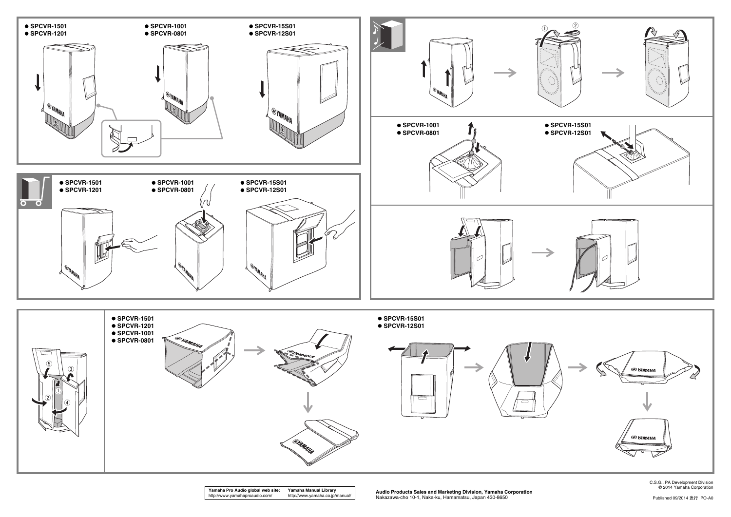- SPCVR-1501
- SPCVR-1201

- SPCVR-1001
- SPCVR-0801

- SPCVR-15S01
- SPCVR-12S01

- SPCVR-1501
- SPCVR-1201

- SPCVR-1001
- SPCVR-0801

- SPCVR-15S01
- SPCVR-12S01

- SPCVR-1001
- SPCVR-0801

- SPCVR-15S01
- SPCVR-12S01

- SPCVR-1501
- SPCVR-1201
- SPCVR-1001
- SPCVR-0801

- SPCVR-15S01
- SPCVR-12S01

| Yamaha Pro Audio global web site: | Yamaha Manual Library |
|---|---|
| http://www.yamahaproaudio.com/ | http://www.yamaha.co.jp/manual/ |

**Audio Products Sales and Marketing Division, Yamaha Corporation**
Nakazawa-cho 10-1, Naka-ku, Hamamatsu, Japan 430-8650

C.S.G., PA Development Division
© 2014 Yamaha Corporation

Published 09/2014 发行 PO-A0